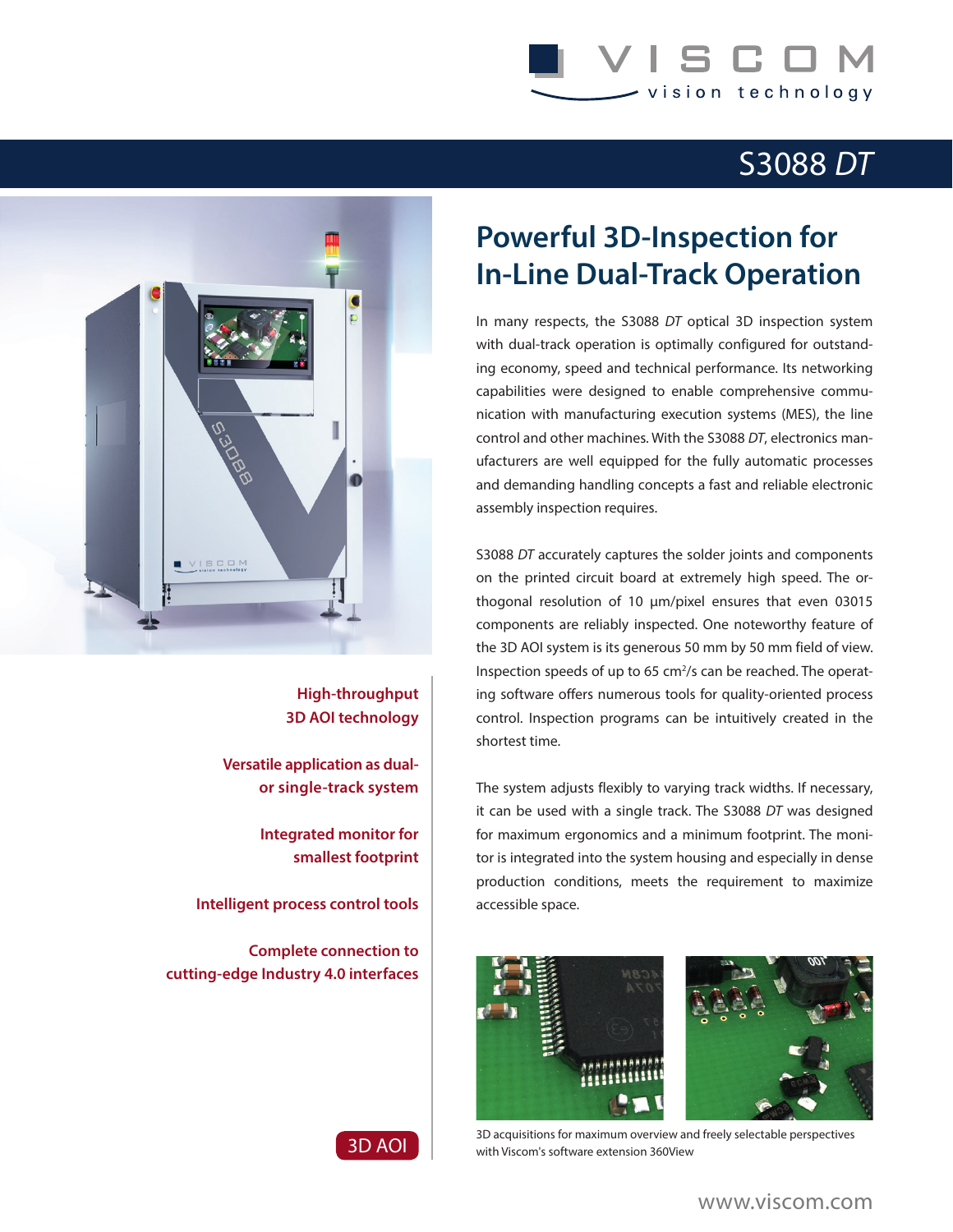# S3088 *DT*

## Powerful 3D-Inspection for In-Line Dual-Track Operation

**High-throughput 3D AOI technology**

**Versatile application as dual- or single-track system**

**Integrated monitor for smallest footprint**

**Intelligent process control tools**

**Complete connection to cutting-edge Industry 4.0 interfaces**

3D AOI

In many respects, the S3088 *DT* optical 3D inspection system with dual-track operation is optimally configured for outstanding economy, speed and technical performance. Its networking capabilities were designed to enable comprehensive communication with manufacturing execution systems (MES), the line control and other machines. With the S3088 *DT*, electronics manufacturers are well equipped for the fully automatic processes and demanding handling concepts a fast and reliable electronic assembly inspection requires.

S3088 *DT* accurately captures the solder joints and components on the printed circuit board at extremely high speed. The orthogonal resolution of 10 µm/pixel ensures that even 03015 components are reliably inspected. One noteworthy feature of the 3D AOI system is its generous 50 mm by 50 mm field of view. Inspection speeds of up to 65 $cm^2/s$ can be reached. The operating software offers numerous tools for quality-oriented process control. Inspection programs can be intuitively created in the shortest time.

The system adjusts flexibly to varying track widths. If necessary, it can be used with a single track. The S3088 *DT* was designed for maximum ergonomics and a minimum footprint. The monitor is integrated into the system housing and especially in dense production conditions, meets the requirement to maximize accessible space.

3D acquisitions for maximum overview and freely selectable perspectives with Viscom's software extension 360View

www.viscom.com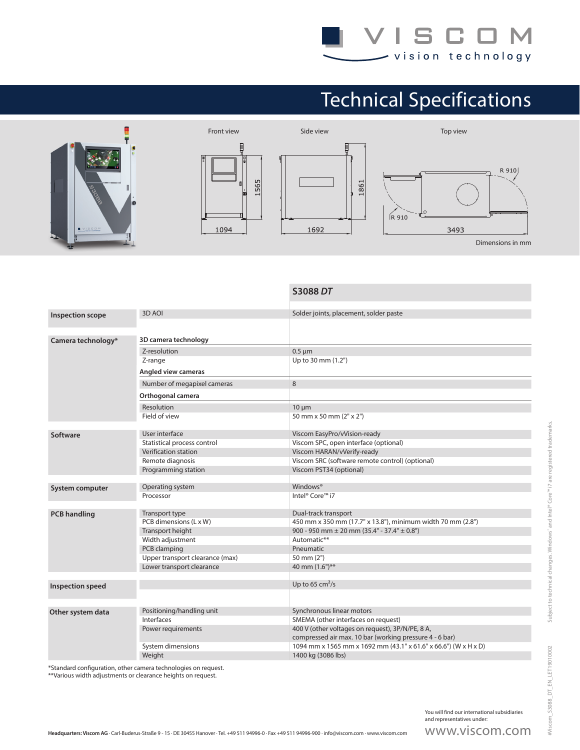VISCOM vision technology

# Technical Specifications

Front view

1565

1094

Side view

1861

1692

Top view

R 910

R 910

3493

Dimensions in mm

| | | **S3088 *DT*** |
|---|---|---|
| **Inspection scope** | 3D AOI | Solder joints, placement, solder paste |
| **Camera technology*** | **3D camera technology** | |
| | Z-resolution | 0.5 µm |
| | Z-range | Up to 30 mm (1.2") |
| | **Angled view cameras** | |
| | Number of megapixel cameras | 8 |
| | **Orthogonal camera** | |
| | Resolution | 10 µm |
| | Field of view | 50 mm x 50 mm (2" x 2") |
| **Software** | User interface | Viscom EasyPro/vVision-ready |
| | Statistical process control | Viscom SPC, open interface (optional) |
| | Verification station | Viscom HARAN/vVerify-ready |
| | Remote diagnosis | Viscom SRC (software remote control) (optional) |
| | Programming station | Viscom PST34 (optional) |
| **System computer** | Operating system | Windows® |
| | Processor | Intel® Core™ i7 |
| **PCB handling** | Transport type | Dual-track transport |
| | PCB dimensions (L x W) | 450 mm x 350 mm (17.7" x 13.8"), minimum width 70 mm (2.8") |
| | Transport height | 900 - 950 mm ± 20 mm (35.4" - 37.4" ± 0.8") |
| | Width adjustment | Automatic** |
| | PCB clamping | Pneumatic |
| | Upper transport clearance (max) | 50 mm (2") |
| | Lower transport clearance | 40 mm (1.6")** |
| **Inspection speed** | | Up to 65 $cm^2/s$ |
| **Other system data** | Positioning/handling unit | Synchronous linear motors |
| | Interfaces | SMEMA (other interfaces on request) |
| | Power requirements | 400 V (other voltages on request), 3P/N/PE, 8 A, compressed air max. 10 bar (working pressure 4 - 6 bar) |
| | System dimensions | 1094 mm x 1565 mm x 1692 mm (43.1" x 61.6" x 66.6") (W x H x D) |
| | Weight | 1400 kg (3086 lbs) |

*Standard configuration, other camera technologies on request.
**Various width adjustments or clearance heights on request.

Subject to technical changes. Windows® and Intel® Core™ i7 are registered trademarks.

#Viscom_S3088_DT_EN_LET19010002

You will find our international subsidiaries and representatives under:
www.viscom.com

**Headquarters: Viscom AG** · Carl-Buderus-Straße 9 - 15 · DE 30455 Hanover · Tel. +49 511 94996-0 · Fax +49 511 94996-900 · info@viscom.com · www.viscom.com